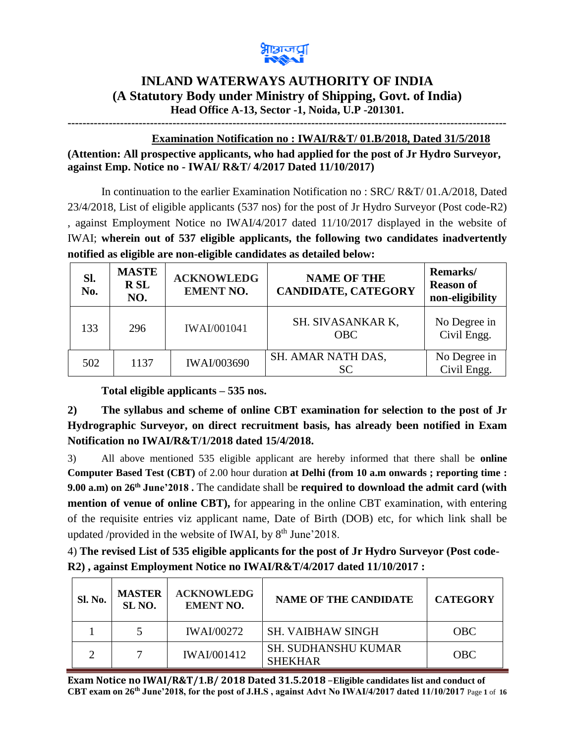# INLAND WATERWAYS AUTHORITY OF INDIA
## (A Statutory Body under Ministry of Shipping, Govt. of India)
### Head Office A-13, Sector -1, Noida, U.P -201301.

---

**Examination Notification no : IWAI/R&T/ 01.B/2018, Dated 31/5/2018**

**(Attention: All prospective applicants, who had applied for the post of Jr Hydro Surveyor, against Emp. Notice no - IWAI/ R&T/ 4/2017 Dated 11/10/2017)**

In continuation to the earlier Examination Notification no : SRC/ R&T/ 01.A/2018, Dated 23/4/2018, List of eligible applicants (537 nos) for the post of Jr Hydro Surveyor (Post code-R2) , against Employment Notice no IWAI/4/2017 dated 11/10/2017 displayed in the website of IWAI; **wherein out of 537 eligible applicants, the following two candidates inadvertently notified as eligible are non-eligible candidates as detailed below:**

| Sl. No. | MASTER SL NO. | ACKNOWLEDGEMENT NO. | NAME OF THE CANDIDATE, CATEGORY | Remarks/ Reason of non-eligibility |
|---|---|---|---|---|
| 133 | 296 | IWAI/001041 | SH. SIVASANKAR K, OBC | No Degree in Civil Engg. |
| 502 | 1137 | IWAI/003690 | SH. AMAR NATH DAS, SC | No Degree in Civil Engg. |

**Total eligible applicants – 535 nos.**

**2) The syllabus and scheme of online CBT examination for selection to the post of Jr Hydrographic Surveyor, on direct recruitment basis, has already been notified in Exam Notification no IWAI/R&T/1/2018 dated 15/4/2018.**

3) All above mentioned 535 eligible applicant are hereby informed that there shall be **online Computer Based Test (CBT)** of 2.00 hour duration **at Delhi (from 10 a.m onwards ; reporting time : 9.00 a.m) on 26th June'2018 .** The candidate shall be **required to download the admit card (with mention of venue of online CBT),** for appearing in the online CBT examination, with entering of the requisite entries viz applicant name, Date of Birth (DOB) etc, for which link shall be updated /provided in the website of IWAI, by 8th June'2018.

4) **The revised List of 535 eligible applicants for the post of Jr Hydro Surveyor (Post code-R2) , against Employment Notice no IWAI/R&T/4/2017 dated 11/10/2017 :**

| Sl. No. | MASTER SL NO. | ACKNOWLEDGEMENT NO. | NAME OF THE CANDIDATE | CATEGORY |
|---|---|---|---|---|
| 1 | 5 | IWAI/00272 | SH. VAIBHAW SINGH | OBC |
| 2 | 7 | IWAI/001412 | SH. SUDHANSHU KUMAR SHEKHAR | OBC |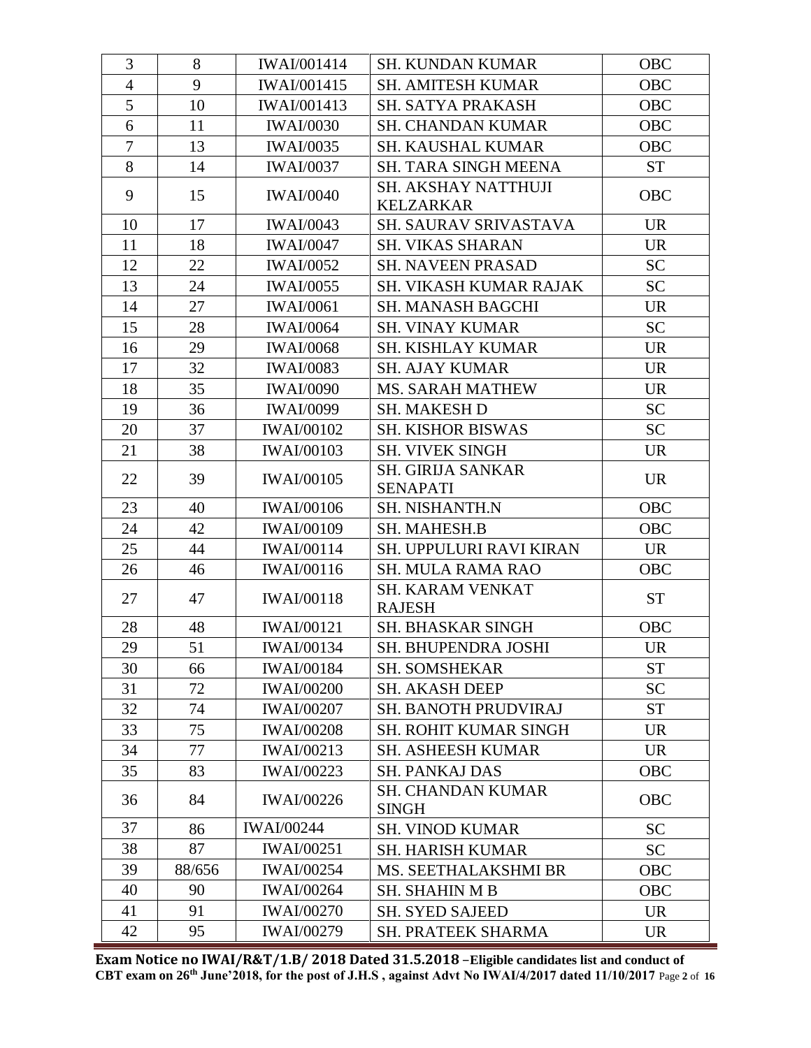| 3 | 8 | IWAI/001414 | SH. KUNDAN KUMAR | OBC |
|---|---|---|---|---|
| 4 | 9 | IWAI/001415 | SH. AMITESH KUMAR | OBC |
| 5 | 10 | IWAI/001413 | SH. SATYA PRAKASH | OBC |
| 6 | 11 | IWAI/0030 | SH. CHANDAN KUMAR | OBC |
| 7 | 13 | IWAI/0035 | SH. KAUSHAL KUMAR | OBC |
| 8 | 14 | IWAI/0037 | SH. TARA SINGH MEENA | ST |
| 9 | 15 | IWAI/0040 | SH. AKSHAY NATTHUJI KELZARKAR | OBC |
| 10 | 17 | IWAI/0043 | SH. SAURAV SRIVASTAVA | UR |
| 11 | 18 | IWAI/0047 | SH. VIKAS SHARAN | UR |
| 12 | 22 | IWAI/0052 | SH. NAVEEN PRASAD | SC |
| 13 | 24 | IWAI/0055 | SH. VIKASH KUMAR RAJAK | SC |
| 14 | 27 | IWAI/0061 | SH. MANASH BAGCHI | UR |
| 15 | 28 | IWAI/0064 | SH. VINAY KUMAR | SC |
| 16 | 29 | IWAI/0068 | SH. KISHLAY KUMAR | UR |
| 17 | 32 | IWAI/0083 | SH. AJAY KUMAR | UR |
| 18 | 35 | IWAI/0090 | MS. SARAH MATHEW | UR |
| 19 | 36 | IWAI/0099 | SH. MAKESH D | SC |
| 20 | 37 | IWAI/00102 | SH. KISHOR BISWAS | SC |
| 21 | 38 | IWAI/00103 | SH. VIVEK SINGH | UR |
| 22 | 39 | IWAI/00105 | SH. GIRIJA SANKAR SENAPATI | UR |
| 23 | 40 | IWAI/00106 | SH. NISHANTH.N | OBC |
| 24 | 42 | IWAI/00109 | SH. MAHESH.B | OBC |
| 25 | 44 | IWAI/00114 | SH. UPPULURI RAVI KIRAN | UR |
| 26 | 46 | IWAI/00116 | SH. MULA RAMA RAO | OBC |
| 27 | 47 | IWAI/00118 | SH. KARAM VENKAT RAJESH | ST |
| 28 | 48 | IWAI/00121 | SH. BHASKAR SINGH | OBC |
| 29 | 51 | IWAI/00134 | SH. BHUPENDRA JOSHI | UR |
| 30 | 66 | IWAI/00184 | SH. SOMSHEKAR | ST |
| 31 | 72 | IWAI/00200 | SH. AKASH DEEP | SC |
| 32 | 74 | IWAI/00207 | SH. BANOTH PRUDVIRAJ | ST |
| 33 | 75 | IWAI/00208 | SH. ROHIT KUMAR SINGH | UR |
| 34 | 77 | IWAI/00213 | SH. ASHEESH KUMAR | UR |
| 35 | 83 | IWAI/00223 | SH. PANKAJ DAS | OBC |
| 36 | 84 | IWAI/00226 | SH. CHANDAN KUMAR SINGH | OBC |
| 37 | 86 | IWAI/00244 | SH. VINOD KUMAR | SC |
| 38 | 87 | IWAI/00251 | SH. HARISH KUMAR | SC |
| 39 | 88/656 | IWAI/00254 | MS. SEETHALAKSHMI BR | OBC |
| 40 | 90 | IWAI/00264 | SH. SHAHIN M B | OBC |
| 41 | 91 | IWAI/00270 | SH. SYED SAJEED | UR |
| 42 | 95 | IWAI/00279 | SH. PRATEEK SHARMA | UR |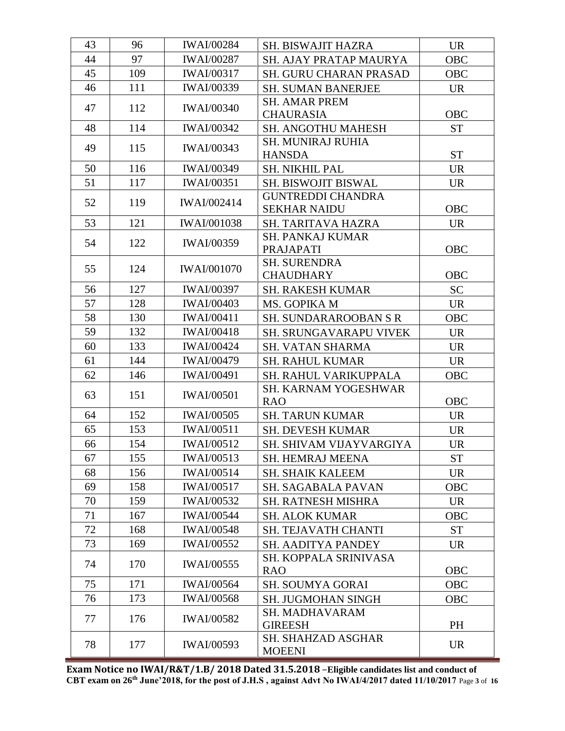| 43 | 96 | IWAI/00284 | SH. BISWAJIT HAZRA | UR |
|---|---|---|---|---|
| 44 | 97 | IWAI/00287 | SH. AJAY PRATAP MAURYA | OBC |
| 45 | 109 | IWAI/00317 | SH. GURU CHARAN PRASAD | OBC |
| 46 | 111 | IWAI/00339 | SH. SUMAN BANERJEE | UR |
| 47 | 112 | IWAI/00340 | SH. AMAR PREM CHAURASIA | OBC |
| 48 | 114 | IWAI/00342 | SH. ANGOTHU MAHESH | ST |
| 49 | 115 | IWAI/00343 | SH. MUNIRAJ RUHIA HANSDA | ST |
| 50 | 116 | IWAI/00349 | SH. NIKHIL PAL | UR |
| 51 | 117 | IWAI/00351 | SH. BISWOJIT BISWAL | UR |
| 52 | 119 | IWAI/002414 | GUNTREDDI CHANDRA SEKHAR NAIDU | OBC |
| 53 | 121 | IWAI/001038 | SH. TARITAVA HAZRA | UR |
| 54 | 122 | IWAI/00359 | SH. PANKAJ KUMAR PRAJAPATI | OBC |
| 55 | 124 | IWAI/001070 | SH. SURENDRA CHAUDHARY | OBC |
| 56 | 127 | IWAI/00397 | SH. RAKESH KUMAR | SC |
| 57 | 128 | IWAI/00403 | MS. GOPIKA M | UR |
| 58 | 130 | IWAI/00411 | SH. SUNDARAROOBAN S R | OBC |
| 59 | 132 | IWAI/00418 | SH. SRUNGAVARAPU VIVEK | UR |
| 60 | 133 | IWAI/00424 | SH. VATAN SHARMA | UR |
| 61 | 144 | IWAI/00479 | SH. RAHUL KUMAR | UR |
| 62 | 146 | IWAI/00491 | SH. RAHUL VARIKUPPALA | OBC |
| 63 | 151 | IWAI/00501 | SH. KARNAM YOGESHWAR RAO | OBC |
| 64 | 152 | IWAI/00505 | SH. TARUN KUMAR | UR |
| 65 | 153 | IWAI/00511 | SH. DEVESH KUMAR | UR |
| 66 | 154 | IWAI/00512 | SH. SHIVAM VIJAYVARGIYA | UR |
| 67 | 155 | IWAI/00513 | SH. HEMRAJ MEENA | ST |
| 68 | 156 | IWAI/00514 | SH. SHAIK KALEEM | UR |
| 69 | 158 | IWAI/00517 | SH. SAGABALA PAVAN | OBC |
| 70 | 159 | IWAI/00532 | SH. RATNESH MISHRA | UR |
| 71 | 167 | IWAI/00544 | SH. ALOK KUMAR | OBC |
| 72 | 168 | IWAI/00548 | SH. TEJAVATH CHANTI | ST |
| 73 | 169 | IWAI/00552 | SH. AADITYA PANDEY | UR |
| 74 | 170 | IWAI/00555 | SH. KOPPALA SRINIVASA RAO | OBC |
| 75 | 171 | IWAI/00564 | SH. SOUMYA GORAI | OBC |
| 76 | 173 | IWAI/00568 | SH. JUGMOHAN SINGH | OBC |
| 77 | 176 | IWAI/00582 | SH. MADHAVARAM GIREESH | PH |
| 78 | 177 | IWAI/00593 | SH. SHAHZAD ASGHAR MOEENI | UR |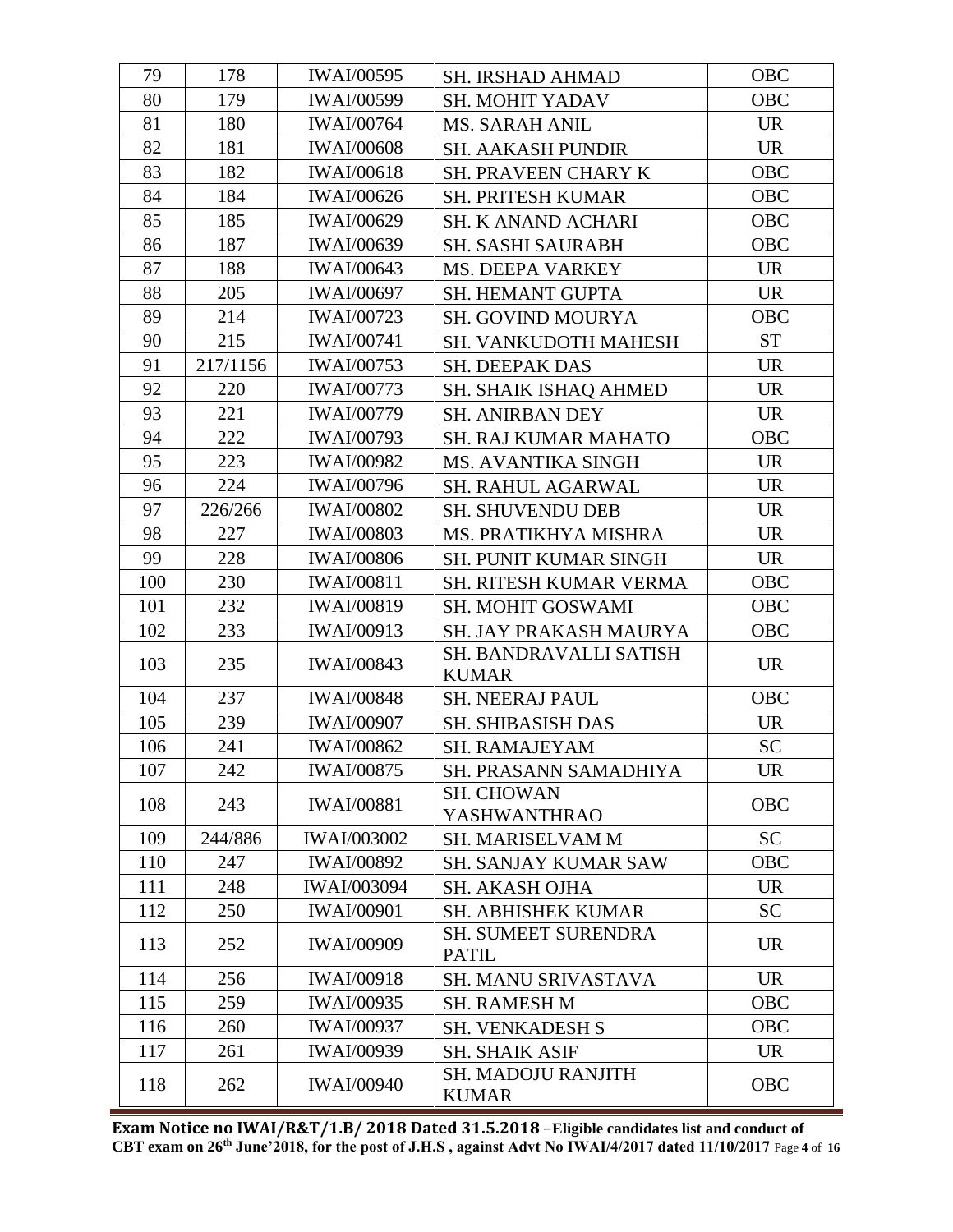| 79 | 178 | IWAI/00595 | SH. IRSHAD AHMAD | OBC |
|---|---|---|---|---|
| 80 | 179 | IWAI/00599 | SH. MOHIT YADAV | OBC |
| 81 | 180 | IWAI/00764 | MS. SARAH ANIL | UR |
| 82 | 181 | IWAI/00608 | SH. AAKASH PUNDIR | UR |
| 83 | 182 | IWAI/00618 | SH. PRAVEEN CHARY K | OBC |
| 84 | 184 | IWAI/00626 | SH. PRITESH KUMAR | OBC |
| 85 | 185 | IWAI/00629 | SH. K ANAND ACHARI | OBC |
| 86 | 187 | IWAI/00639 | SH. SASHI SAURABH | OBC |
| 87 | 188 | IWAI/00643 | MS. DEEPA VARKEY | UR |
| 88 | 205 | IWAI/00697 | SH. HEMANT GUPTA | UR |
| 89 | 214 | IWAI/00723 | SH. GOVIND MOURYA | OBC |
| 90 | 215 | IWAI/00741 | SH. VANKUDOTH MAHESH | ST |
| 91 | 217/1156 | IWAI/00753 | SH. DEEPAK DAS | UR |
| 92 | 220 | IWAI/00773 | SH. SHAIK ISHAQ AHMED | UR |
| 93 | 221 | IWAI/00779 | SH. ANIRBAN DEY | UR |
| 94 | 222 | IWAI/00793 | SH. RAJ KUMAR MAHATO | OBC |
| 95 | 223 | IWAI/00982 | MS. AVANTIKA SINGH | UR |
| 96 | 224 | IWAI/00796 | SH. RAHUL AGARWAL | UR |
| 97 | 226/266 | IWAI/00802 | SH. SHUVENDU DEB | UR |
| 98 | 227 | IWAI/00803 | MS. PRATIKHYA MISHRA | UR |
| 99 | 228 | IWAI/00806 | SH. PUNIT KUMAR SINGH | UR |
| 100 | 230 | IWAI/00811 | SH. RITESH KUMAR VERMA | OBC |
| 101 | 232 | IWAI/00819 | SH. MOHIT GOSWAMI | OBC |
| 102 | 233 | IWAI/00913 | SH. JAY PRAKASH MAURYA | OBC |
| 103 | 235 | IWAI/00843 | SH. BANDRAVALLI SATISH KUMAR | UR |
| 104 | 237 | IWAI/00848 | SH. NEERAJ PAUL | OBC |
| 105 | 239 | IWAI/00907 | SH. SHIBASISH DAS | UR |
| 106 | 241 | IWAI/00862 | SH. RAMAJEYAM | SC |
| 107 | 242 | IWAI/00875 | SH. PRASANN SAMADHIYA | UR |
| 108 | 243 | IWAI/00881 | SH. CHOWAN YASHWANTHRAO | OBC |
| 109 | 244/886 | IWAI/003002 | SH. MARISELVAM M | SC |
| 110 | 247 | IWAI/00892 | SH. SANJAY KUMAR SAW | OBC |
| 111 | 248 | IWAI/003094 | SH. AKASH OJHA | UR |
| 112 | 250 | IWAI/00901 | SH. ABHISHEK KUMAR | SC |
| 113 | 252 | IWAI/00909 | SH. SUMEET SURENDRA PATIL | UR |
| 114 | 256 | IWAI/00918 | SH. MANU SRIVASTAVA | UR |
| 115 | 259 | IWAI/00935 | SH. RAMESH M | OBC |
| 116 | 260 | IWAI/00937 | SH. VENKADESH S | OBC |
| 117 | 261 | IWAI/00939 | SH. SHAIK ASIF | UR |
| 118 | 262 | IWAI/00940 | SH. MADOJU RANJITH KUMAR | OBC |

**Exam Notice no IWAI/R&T/1.B/ 2018 Dated 31.5.2018 –Eligible candidates list and conduct of CBT exam on 26th June'2018, for the post of J.H.S , against Advt No IWAI/4/2017 dated 11/10/2017**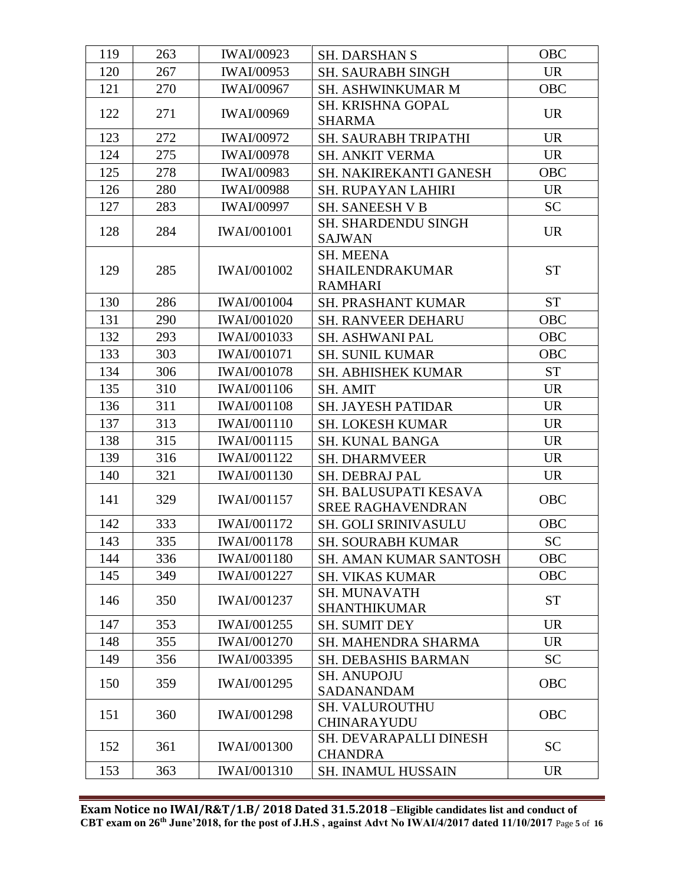| 119 | 263 | IWAI/00923 | SH. DARSHAN S | OBC |
|---|---|---|---|---|
| 120 | 267 | IWAI/00953 | SH. SAURABH SINGH | UR |
| 121 | 270 | IWAI/00967 | SH. ASHWINKUMAR M | OBC |
| 122 | 271 | IWAI/00969 | SH. KRISHNA GOPAL SHARMA | UR |
| 123 | 272 | IWAI/00972 | SH. SAURABH TRIPATHI | UR |
| 124 | 275 | IWAI/00978 | SH. ANKIT VERMA | UR |
| 125 | 278 | IWAI/00983 | SH. NAKIREKANTI GANESH | OBC |
| 126 | 280 | IWAI/00988 | SH. RUPAYAN LAHIRI | UR |
| 127 | 283 | IWAI/00997 | SH. SANEESH V B | SC |
| 128 | 284 | IWAI/001001 | SH. SHARDENDU SINGH SAJWAN | UR |
| 129 | 285 | IWAI/001002 | SH. MEENA SHAILENDRAKUMAR RAMHARI | ST |
| 130 | 286 | IWAI/001004 | SH. PRASHANT KUMAR | ST |
| 131 | 290 | IWAI/001020 | SH. RANVEER DEHARU | OBC |
| 132 | 293 | IWAI/001033 | SH. ASHWANI PAL | OBC |
| 133 | 303 | IWAI/001071 | SH. SUNIL KUMAR | OBC |
| 134 | 306 | IWAI/001078 | SH. ABHISHEK KUMAR | ST |
| 135 | 310 | IWAI/001106 | SH. AMIT | UR |
| 136 | 311 | IWAI/001108 | SH. JAYESH PATIDAR | UR |
| 137 | 313 | IWAI/001110 | SH. LOKESH KUMAR | UR |
| 138 | 315 | IWAI/001115 | SH. KUNAL BANGA | UR |
| 139 | 316 | IWAI/001122 | SH. DHARMVEER | UR |
| 140 | 321 | IWAI/001130 | SH. DEBRAJ PAL | UR |
| 141 | 329 | IWAI/001157 | SH. BALUSUPATI KESAVA SREE RAGHAVENDRAN | OBC |
| 142 | 333 | IWAI/001172 | SH. GOLI SRINIVASULU | OBC |
| 143 | 335 | IWAI/001178 | SH. SOURABH KUMAR | SC |
| 144 | 336 | IWAI/001180 | SH. AMAN KUMAR SANTOSH | OBC |
| 145 | 349 | IWAI/001227 | SH. VIKAS KUMAR | OBC |
| 146 | 350 | IWAI/001237 | SH. MUNAVATH SHANTHIKUMAR | ST |
| 147 | 353 | IWAI/001255 | SH. SUMIT DEY | UR |
| 148 | 355 | IWAI/001270 | SH. MAHENDRA SHARMA | UR |
| 149 | 356 | IWAI/003395 | SH. DEBASHIS BARMAN | SC |
| 150 | 359 | IWAI/001295 | SH. ANUPOJU SADANANDAM | OBC |
| 151 | 360 | IWAI/001298 | SH. VALUROUTHU CHINARAYUDU | OBC |
| 152 | 361 | IWAI/001300 | SH. DEVARAPALLI DINESH CHANDRA | SC |
| 153 | 363 | IWAI/001310 | SH. INAMUL HUSSAIN | UR |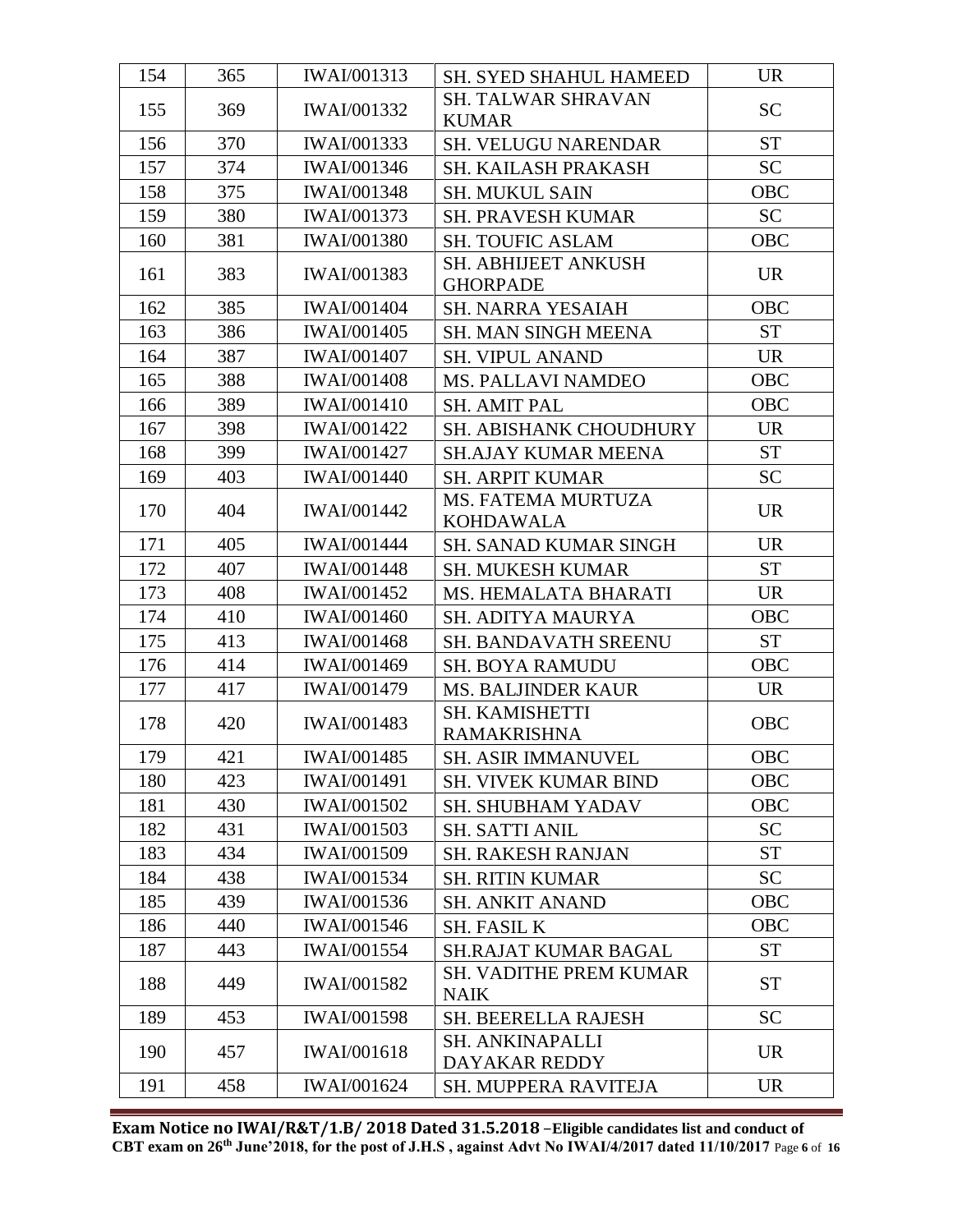| 154 | 365 | IWAI/001313 | SH. SYED SHAHUL HAMEED | UR |
|---|---|---|---|---|
| 155 | 369 | IWAI/001332 | SH. TALWAR SHRAVAN KUMAR | SC |
| 156 | 370 | IWAI/001333 | SH. VELUGU NARENDAR | ST |
| 157 | 374 | IWAI/001346 | SH. KAILASH PRAKASH | SC |
| 158 | 375 | IWAI/001348 | SH. MUKUL SAIN | OBC |
| 159 | 380 | IWAI/001373 | SH. PRAVESH KUMAR | SC |
| 160 | 381 | IWAI/001380 | SH. TOUFIC ASLAM | OBC |
| 161 | 383 | IWAI/001383 | SH. ABHIJEET ANKUSH GHORPADE | UR |
| 162 | 385 | IWAI/001404 | SH. NARRA YESAIAH | OBC |
| 163 | 386 | IWAI/001405 | SH. MAN SINGH MEENA | ST |
| 164 | 387 | IWAI/001407 | SH. VIPUL ANAND | UR |
| 165 | 388 | IWAI/001408 | MS. PALLAVI NAMDEO | OBC |
| 166 | 389 | IWAI/001410 | SH. AMIT PAL | OBC |
| 167 | 398 | IWAI/001422 | SH. ABISHANK CHOUDHURY | UR |
| 168 | 399 | IWAI/001427 | SH.AJAY KUMAR MEENA | ST |
| 169 | 403 | IWAI/001440 | SH. ARPIT KUMAR | SC |
| 170 | 404 | IWAI/001442 | MS. FATEMA MURTUZA KOHDAWALA | UR |
| 171 | 405 | IWAI/001444 | SH. SANAD KUMAR SINGH | UR |
| 172 | 407 | IWAI/001448 | SH. MUKESH KUMAR | ST |
| 173 | 408 | IWAI/001452 | MS. HEMALATA BHARATI | UR |
| 174 | 410 | IWAI/001460 | SH. ADITYA MAURYA | OBC |
| 175 | 413 | IWAI/001468 | SH. BANDAVATH SREENU | ST |
| 176 | 414 | IWAI/001469 | SH. BOYA RAMUDU | OBC |
| 177 | 417 | IWAI/001479 | MS. BALJINDER KAUR | UR |
| 178 | 420 | IWAI/001483 | SH. KAMISHETTI RAMAKRISHNA | OBC |
| 179 | 421 | IWAI/001485 | SH. ASIR IMMANUVEL | OBC |
| 180 | 423 | IWAI/001491 | SH. VIVEK KUMAR BIND | OBC |
| 181 | 430 | IWAI/001502 | SH. SHUBHAM YADAV | OBC |
| 182 | 431 | IWAI/001503 | SH. SATTI ANIL | SC |
| 183 | 434 | IWAI/001509 | SH. RAKESH RANJAN | ST |
| 184 | 438 | IWAI/001534 | SH. RITIN KUMAR | SC |
| 185 | 439 | IWAI/001536 | SH. ANKIT ANAND | OBC |
| 186 | 440 | IWAI/001546 | SH. FASIL K | OBC |
| 187 | 443 | IWAI/001554 | SH.RAJAT KUMAR BAGAL | ST |
| 188 | 449 | IWAI/001582 | SH. VADITHE PREM KUMAR NAIK | ST |
| 189 | 453 | IWAI/001598 | SH. BEERELLA RAJESH | SC |
| 190 | 457 | IWAI/001618 | SH. ANKINAPALLI DAYAKAR REDDY | UR |
| 191 | 458 | IWAI/001624 | SH. MUPPERA RAVITEJA | UR |

**Exam Notice no IWAI/R&T/1.B/ 2018 Dated 31.5.2018 –Eligible candidates list and conduct of CBT exam on 26th June'2018, for the post of J.H.S , against Advt No IWAI/4/2017 dated 11/10/2017**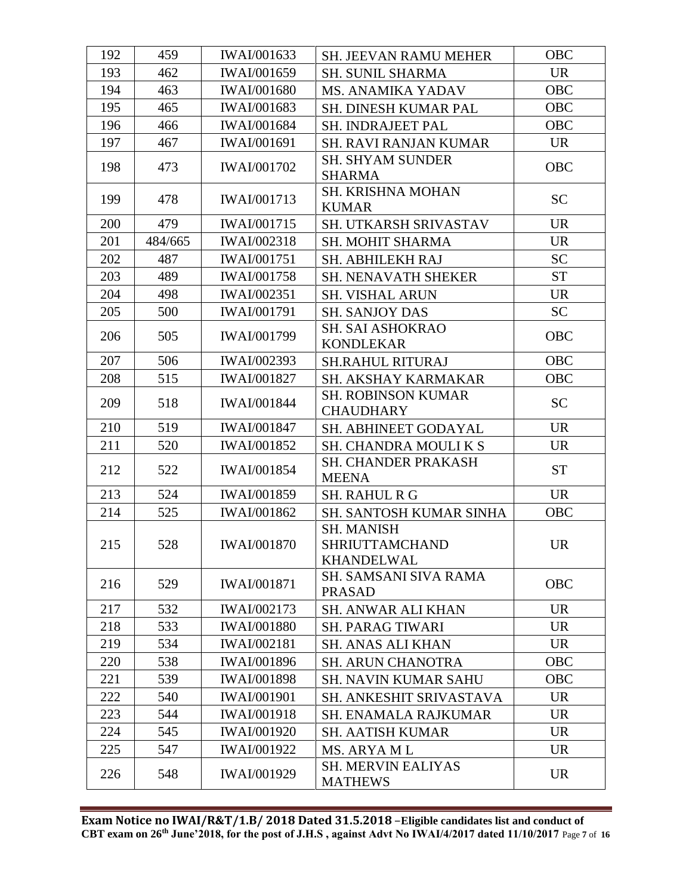| 192 | 459 | IWAI/001633 | SH. JEEVAN RAMU MEHER | OBC |
|---|---|---|---|---|
| 193 | 462 | IWAI/001659 | SH. SUNIL SHARMA | UR |
| 194 | 463 | IWAI/001680 | MS. ANAMIKA YADAV | OBC |
| 195 | 465 | IWAI/001683 | SH. DINESH KUMAR PAL | OBC |
| 196 | 466 | IWAI/001684 | SH. INDRAJEET PAL | OBC |
| 197 | 467 | IWAI/001691 | SH. RAVI RANJAN KUMAR | UR |
| 198 | 473 | IWAI/001702 | SH. SHYAM SUNDER SHARMA | OBC |
| 199 | 478 | IWAI/001713 | SH. KRISHNA MOHAN KUMAR | SC |
| 200 | 479 | IWAI/001715 | SH. UTKARSH SRIVASTAV | UR |
| 201 | 484/665 | IWAI/002318 | SH. MOHIT SHARMA | UR |
| 202 | 487 | IWAI/001751 | SH. ABHILEKH RAJ | SC |
| 203 | 489 | IWAI/001758 | SH. NENAVATH SHEKER | ST |
| 204 | 498 | IWAI/002351 | SH. VISHAL ARUN | UR |
| 205 | 500 | IWAI/001791 | SH. SANJOY DAS | SC |
| 206 | 505 | IWAI/001799 | SH. SAI ASHOKRAO KONDLEKAR | OBC |
| 207 | 506 | IWAI/002393 | SH.RAHUL RITURAJ | OBC |
| 208 | 515 | IWAI/001827 | SH. AKSHAY KARMAKAR | OBC |
| 209 | 518 | IWAI/001844 | SH. ROBINSON KUMAR CHAUDHARY | SC |
| 210 | 519 | IWAI/001847 | SH. ABHINEET GODAYAL | UR |
| 211 | 520 | IWAI/001852 | SH. CHANDRA MOULI K S | UR |
| 212 | 522 | IWAI/001854 | SH. CHANDER PRAKASH MEENA | ST |
| 213 | 524 | IWAI/001859 | SH. RAHUL R G | UR |
| 214 | 525 | IWAI/001862 | SH. SANTOSH KUMAR SINHA | OBC |
| 215 | 528 | IWAI/001870 | SH. MANISH SHRIUTTAMCHAND KHANDELWAL | UR |
| 216 | 529 | IWAI/001871 | SH. SAMSANI SIVA RAMA PRASAD | OBC |
| 217 | 532 | IWAI/002173 | SH. ANWAR ALI KHAN | UR |
| 218 | 533 | IWAI/001880 | SH. PARAG TIWARI | UR |
| 219 | 534 | IWAI/002181 | SH. ANAS ALI KHAN | UR |
| 220 | 538 | IWAI/001896 | SH. ARUN CHANOTRA | OBC |
| 221 | 539 | IWAI/001898 | SH. NAVIN KUMAR SAHU | OBC |
| 222 | 540 | IWAI/001901 | SH. ANKESHIT SRIVASTAVA | UR |
| 223 | 544 | IWAI/001918 | SH. ENAMALA RAJKUMAR | UR |
| 224 | 545 | IWAI/001920 | SH. AATISH KUMAR | UR |
| 225 | 547 | IWAI/001922 | MS. ARYA M L | UR |
| 226 | 548 | IWAI/001929 | SH. MERVIN EALIYAS MATHEWS | UR |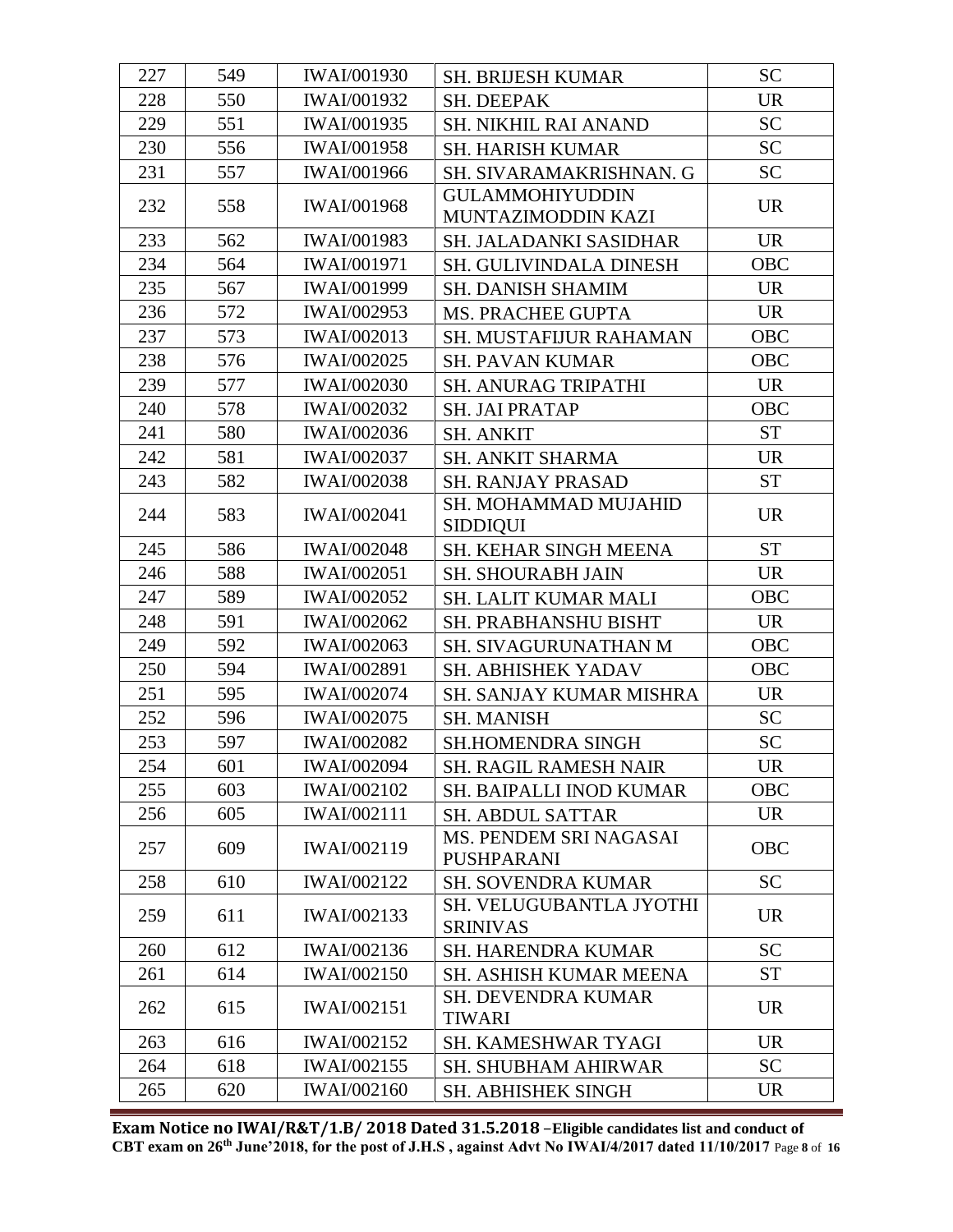| 227 | 549 | IWAI/001930 | SH. BRIJESH KUMAR | SC |
|---|---|---|---|---|
| 228 | 550 | IWAI/001932 | SH. DEEPAK | UR |
| 229 | 551 | IWAI/001935 | SH. NIKHIL RAI ANAND | SC |
| 230 | 556 | IWAI/001958 | SH. HARISH KUMAR | SC |
| 231 | 557 | IWAI/001966 | SH. SIVARAMAKRISHNAN. G | SC |
| 232 | 558 | IWAI/001968 | GULAMMOHIYUDDIN MUNTAZIMODDIN KAZI | UR |
| 233 | 562 | IWAI/001983 | SH. JALADANKI SASIDHAR | UR |
| 234 | 564 | IWAI/001971 | SH. GULIVINDALA DINESH | OBC |
| 235 | 567 | IWAI/001999 | SH. DANISH SHAMIM | UR |
| 236 | 572 | IWAI/002953 | MS. PRACHEE GUPTA | UR |
| 237 | 573 | IWAI/002013 | SH. MUSTAFIJUR RAHAMAN | OBC |
| 238 | 576 | IWAI/002025 | SH. PAVAN KUMAR | OBC |
| 239 | 577 | IWAI/002030 | SH. ANURAG TRIPATHI | UR |
| 240 | 578 | IWAI/002032 | SH. JAI PRATAP | OBC |
| 241 | 580 | IWAI/002036 | SH. ANKIT | ST |
| 242 | 581 | IWAI/002037 | SH. ANKIT SHARMA | UR |
| 243 | 582 | IWAI/002038 | SH. RANJAY PRASAD | ST |
| 244 | 583 | IWAI/002041 | SH. MOHAMMAD MUJAHID SIDDIQUI | UR |
| 245 | 586 | IWAI/002048 | SH. KEHAR SINGH MEENA | ST |
| 246 | 588 | IWAI/002051 | SH. SHOURABH JAIN | UR |
| 247 | 589 | IWAI/002052 | SH. LALIT KUMAR MALI | OBC |
| 248 | 591 | IWAI/002062 | SH. PRABHANSHU BISHT | UR |
| 249 | 592 | IWAI/002063 | SH. SIVAGURUNATHAN M | OBC |
| 250 | 594 | IWAI/002891 | SH. ABHISHEK YADAV | OBC |
| 251 | 595 | IWAI/002074 | SH. SANJAY KUMAR MISHRA | UR |
| 252 | 596 | IWAI/002075 | SH. MANISH | SC |
| 253 | 597 | IWAI/002082 | SH.HOMENDRA SINGH | SC |
| 254 | 601 | IWAI/002094 | SH. RAGIL RAMESH NAIR | UR |
| 255 | 603 | IWAI/002102 | SH. BAIPALLI INOD KUMAR | OBC |
| 256 | 605 | IWAI/002111 | SH. ABDUL SATTAR | UR |
| 257 | 609 | IWAI/002119 | MS. PENDEM SRI NAGASAI PUSHPARANI | OBC |
| 258 | 610 | IWAI/002122 | SH. SOVENDRA KUMAR | SC |
| 259 | 611 | IWAI/002133 | SH. VELUGUBANTLA JYOTHI SRINIVAS | UR |
| 260 | 612 | IWAI/002136 | SH. HARENDRA KUMAR | SC |
| 261 | 614 | IWAI/002150 | SH. ASHISH KUMAR MEENA | ST |
| 262 | 615 | IWAI/002151 | SH. DEVENDRA KUMAR TIWARI | UR |
| 263 | 616 | IWAI/002152 | SH. KAMESHWAR TYAGI | UR |
| 264 | 618 | IWAI/002155 | SH. SHUBHAM AHIRWAR | SC |
| 265 | 620 | IWAI/002160 | SH. ABHISHEK SINGH | UR |

**Exam Notice no IWAI/R&T/1.B/ 2018 Dated 31.5.2018 –Eligible candidates list and conduct of CBT exam on 26th June'2018, for the post of J.H.S , against Advt No IWAI/4/2017 dated 11/10/2017**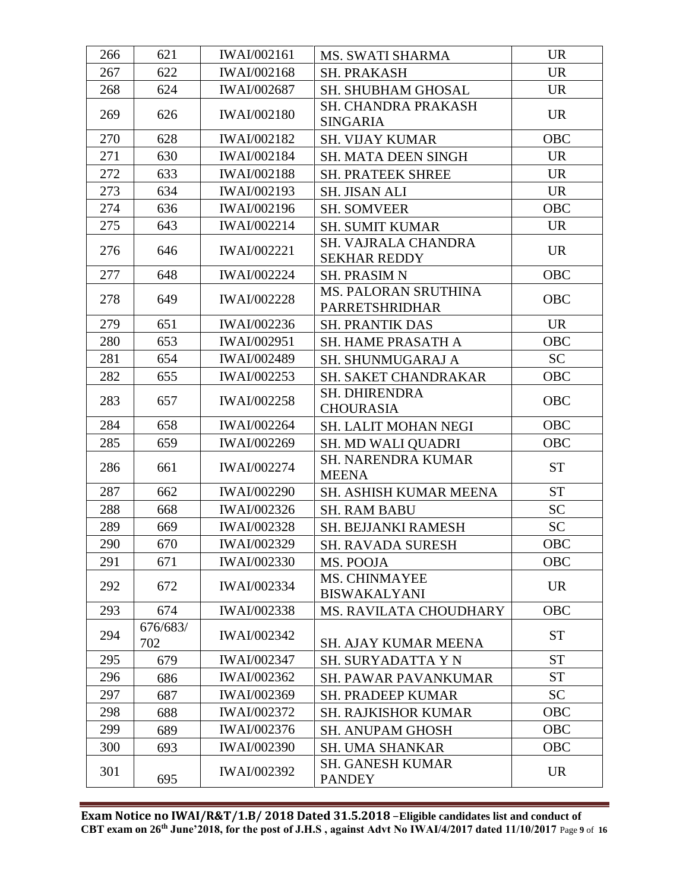| | | | | |
|---|---|---|---|---|
| 266 | 621 | IWAI/002161 | MS. SWATI SHARMA | UR |
| 267 | 622 | IWAI/002168 | SH. PRAKASH | UR |
| 268 | 624 | IWAI/002687 | SH. SHUBHAM GHOSAL | UR |
| 269 | 626 | IWAI/002180 | SH. CHANDRA PRAKASH SINGARIA | UR |
| 270 | 628 | IWAI/002182 | SH. VIJAY KUMAR | OBC |
| 271 | 630 | IWAI/002184 | SH. MATA DEEN SINGH | UR |
| 272 | 633 | IWAI/002188 | SH. PRATEEK SHREE | UR |
| 273 | 634 | IWAI/002193 | SH. JISAN ALI | UR |
| 274 | 636 | IWAI/002196 | SH. SOMVEER | OBC |
| 275 | 643 | IWAI/002214 | SH. SUMIT KUMAR | UR |
| 276 | 646 | IWAI/002221 | SH. VAJRALA CHANDRA SEKHAR REDDY | UR |
| 277 | 648 | IWAI/002224 | SH. PRASIM N | OBC |
| 278 | 649 | IWAI/002228 | MS. PALORAN SRUTHINA PARRETSHRIDHAR | OBC |
| 279 | 651 | IWAI/002236 | SH. PRANTIK DAS | UR |
| 280 | 653 | IWAI/002951 | SH. HAME PRASATH A | OBC |
| 281 | 654 | IWAI/002489 | SH. SHUNMUGARAJ A | SC |
| 282 | 655 | IWAI/002253 | SH. SAKET CHANDRAKAR | OBC |
| 283 | 657 | IWAI/002258 | SH. DHIRENDRA CHOURASIA | OBC |
| 284 | 658 | IWAI/002264 | SH. LALIT MOHAN NEGI | OBC |
| 285 | 659 | IWAI/002269 | SH. MD WALI QUADRI | OBC |
| 286 | 661 | IWAI/002274 | SH. NARENDRA KUMAR MEENA | ST |
| 287 | 662 | IWAI/002290 | SH. ASHISH KUMAR MEENA | ST |
| 288 | 668 | IWAI/002326 | SH. RAM BABU | SC |
| 289 | 669 | IWAI/002328 | SH. BEJJANKI RAMESH | SC |
| 290 | 670 | IWAI/002329 | SH. RAVADA SURESH | OBC |
| 291 | 671 | IWAI/002330 | MS. POOJA | OBC |
| 292 | 672 | IWAI/002334 | MS. CHINMAYEE BISWAKALYANI | UR |
| 293 | 674 | IWAI/002338 | MS. RAVILATA CHOUDHARY | OBC |
| 294 | 676/683/702 | IWAI/002342 | SH. AJAY KUMAR MEENA | ST |
| 295 | 679 | IWAI/002347 | SH. SURYADATTA Y N | ST |
| 296 | 686 | IWAI/002362 | SH. PAWAR PAVANKUMAR | ST |
| 297 | 687 | IWAI/002369 | SH. PRADEEP KUMAR | SC |
| 298 | 688 | IWAI/002372 | SH. RAJKISHOR KUMAR | OBC |
| 299 | 689 | IWAI/002376 | SH. ANUPAM GHOSH | OBC |
| 300 | 693 | IWAI/002390 | SH. UMA SHANKAR | OBC |
| 301 | 695 | IWAI/002392 | SH. GANESH KUMAR PANDEY | UR |

**Exam Notice no IWAI/R&T/1.B/ 2018 Dated 31.5.2018 –Eligible candidates list and conduct of CBT exam on 26th June'2018, for the post of J.H.S , against Advt No IWAI/4/2017 dated 11/10/2017**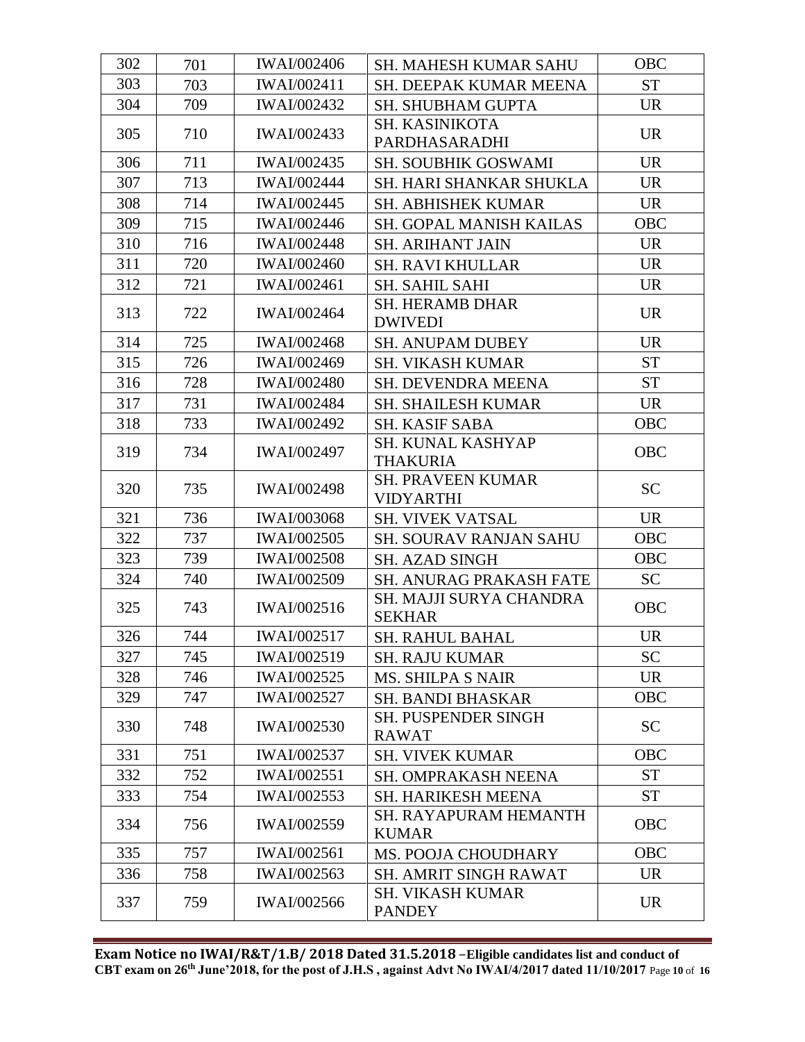| 302 | 701 | IWAI/002406 | SH. MAHESH KUMAR SAHU | OBC |
|---|---|---|---|---|
| 303 | 703 | IWAI/002411 | SH. DEEPAK KUMAR MEENA | ST |
| 304 | 709 | IWAI/002432 | SH. SHUBHAM GUPTA | UR |
| 305 | 710 | IWAI/002433 | SH. KASINIKOTA PARDHASARADHI | UR |
| 306 | 711 | IWAI/002435 | SH. SOUBHIK GOSWAMI | UR |
| 307 | 713 | IWAI/002444 | SH. HARI SHANKAR SHUKLA | UR |
| 308 | 714 | IWAI/002445 | SH. ABHISHEK KUMAR | UR |
| 309 | 715 | IWAI/002446 | SH. GOPAL MANISH KAILAS | OBC |
| 310 | 716 | IWAI/002448 | SH. ARIHANT JAIN | UR |
| 311 | 720 | IWAI/002460 | SH. RAVI KHULLAR | UR |
| 312 | 721 | IWAI/002461 | SH. SAHIL SAHI | UR |
| 313 | 722 | IWAI/002464 | SH. HERAMB DHAR DWIVEDI | UR |
| 314 | 725 | IWAI/002468 | SH. ANUPAM DUBEY | UR |
| 315 | 726 | IWAI/002469 | SH. VIKASH KUMAR | ST |
| 316 | 728 | IWAI/002480 | SH. DEVENDRA MEENA | ST |
| 317 | 731 | IWAI/002484 | SH. SHAILESH KUMAR | UR |
| 318 | 733 | IWAI/002492 | SH. KASIF SABA | OBC |
| 319 | 734 | IWAI/002497 | SH. KUNAL KASHYAP THAKURIA | OBC |
| 320 | 735 | IWAI/002498 | SH. PRAVEEN KUMAR VIDYARTHI | SC |
| 321 | 736 | IWAI/003068 | SH. VIVEK VATSAL | UR |
| 322 | 737 | IWAI/002505 | SH. SOURAV RANJAN SAHU | OBC |
| 323 | 739 | IWAI/002508 | SH. AZAD SINGH | OBC |
| 324 | 740 | IWAI/002509 | SH. ANURAG PRAKASH FATE | SC |
| 325 | 743 | IWAI/002516 | SH. MAJJI SURYA CHANDRA SEKHAR | OBC |
| 326 | 744 | IWAI/002517 | SH. RAHUL BAHAL | UR |
| 327 | 745 | IWAI/002519 | SH. RAJU KUMAR | SC |
| 328 | 746 | IWAI/002525 | MS. SHILPA S NAIR | UR |
| 329 | 747 | IWAI/002527 | SH. BANDI BHASKAR | OBC |
| 330 | 748 | IWAI/002530 | SH. PUSPENDER SINGH RAWAT | SC |
| 331 | 751 | IWAI/002537 | SH. VIVEK KUMAR | OBC |
| 332 | 752 | IWAI/002551 | SH. OMPRAKASH NEENA | ST |
| 333 | 754 | IWAI/002553 | SH. HARIKESH MEENA | ST |
| 334 | 756 | IWAI/002559 | SH. RAYAPURAM HEMANTH KUMAR | OBC |
| 335 | 757 | IWAI/002561 | MS. POOJA CHOUDHARY | OBC |
| 336 | 758 | IWAI/002563 | SH. AMRIT SINGH RAWAT | UR |
| 337 | 759 | IWAI/002566 | SH. VIKASH KUMAR PANDEY | UR |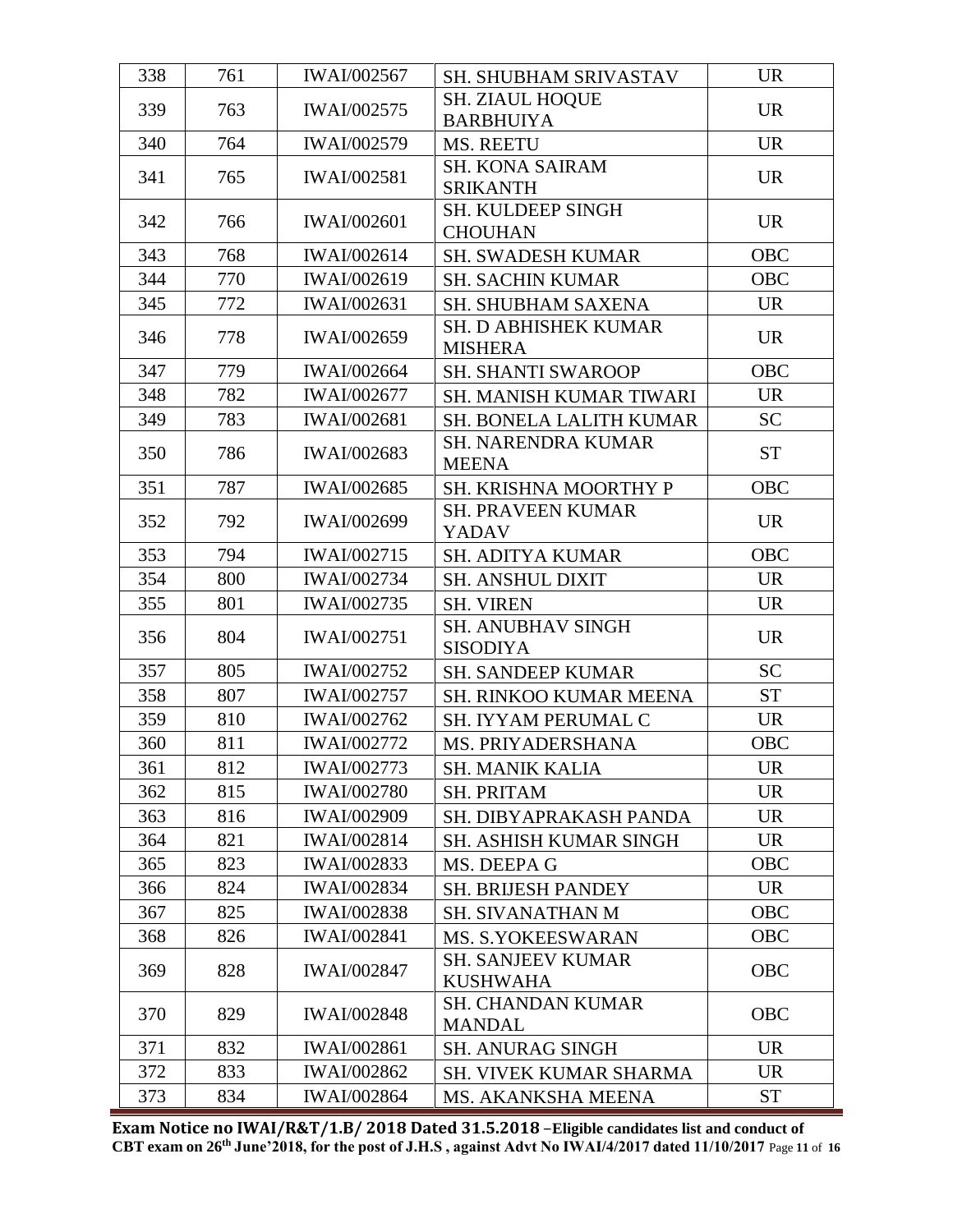| 338 | 761 | IWAI/002567 | SH. SHUBHAM SRIVASTAV | UR |
|---|---|---|---|---|
| 339 | 763 | IWAI/002575 | SH. ZIAUL HOQUE BARBHUIYA | UR |
| 340 | 764 | IWAI/002579 | MS. REETU | UR |
| 341 | 765 | IWAI/002581 | SH. KONA SAIRAM SRIKANTH | UR |
| 342 | 766 | IWAI/002601 | SH. KULDEEP SINGH CHOUHAN | UR |
| 343 | 768 | IWAI/002614 | SH. SWADESH KUMAR | OBC |
| 344 | 770 | IWAI/002619 | SH. SACHIN KUMAR | OBC |
| 345 | 772 | IWAI/002631 | SH. SHUBHAM SAXENA | UR |
| 346 | 778 | IWAI/002659 | SH. D ABHISHEK KUMAR MISHERA | UR |
| 347 | 779 | IWAI/002664 | SH. SHANTI SWAROOP | OBC |
| 348 | 782 | IWAI/002677 | SH. MANISH KUMAR TIWARI | UR |
| 349 | 783 | IWAI/002681 | SH. BONELA LALITH KUMAR | SC |
| 350 | 786 | IWAI/002683 | SH. NARENDRA KUMAR MEENA | ST |
| 351 | 787 | IWAI/002685 | SH. KRISHNA MOORTHY P | OBC |
| 352 | 792 | IWAI/002699 | SH. PRAVEEN KUMAR YADAV | UR |
| 353 | 794 | IWAI/002715 | SH. ADITYA KUMAR | OBC |
| 354 | 800 | IWAI/002734 | SH. ANSHUL DIXIT | UR |
| 355 | 801 | IWAI/002735 | SH. VIREN | UR |
| 356 | 804 | IWAI/002751 | SH. ANUBHAV SINGH SISODIYA | UR |
| 357 | 805 | IWAI/002752 | SH. SANDEEP KUMAR | SC |
| 358 | 807 | IWAI/002757 | SH. RINKOO KUMAR MEENA | ST |
| 359 | 810 | IWAI/002762 | SH. IYYAM PERUMAL C | UR |
| 360 | 811 | IWAI/002772 | MS. PRIYADERSHANA | OBC |
| 361 | 812 | IWAI/002773 | SH. MANIK KALIA | UR |
| 362 | 815 | IWAI/002780 | SH. PRITAM | UR |
| 363 | 816 | IWAI/002909 | SH. DIBYAPRAKASH PANDA | UR |
| 364 | 821 | IWAI/002814 | SH. ASHISH KUMAR SINGH | UR |
| 365 | 823 | IWAI/002833 | MS. DEEPA G | OBC |
| 366 | 824 | IWAI/002834 | SH. BRIJESH PANDEY | UR |
| 367 | 825 | IWAI/002838 | SH. SIVANATHAN M | OBC |
| 368 | 826 | IWAI/002841 | MS. S.YOKEESWARAN | OBC |
| 369 | 828 | IWAI/002847 | SH. SANJEEV KUMAR KUSHWAHA | OBC |
| 370 | 829 | IWAI/002848 | SH. CHANDAN KUMAR MANDAL | OBC |
| 371 | 832 | IWAI/002861 | SH. ANURAG SINGH | UR |
| 372 | 833 | IWAI/002862 | SH. VIVEK KUMAR SHARMA | UR |
| 373 | 834 | IWAI/002864 | MS. AKANKSHA MEENA | ST |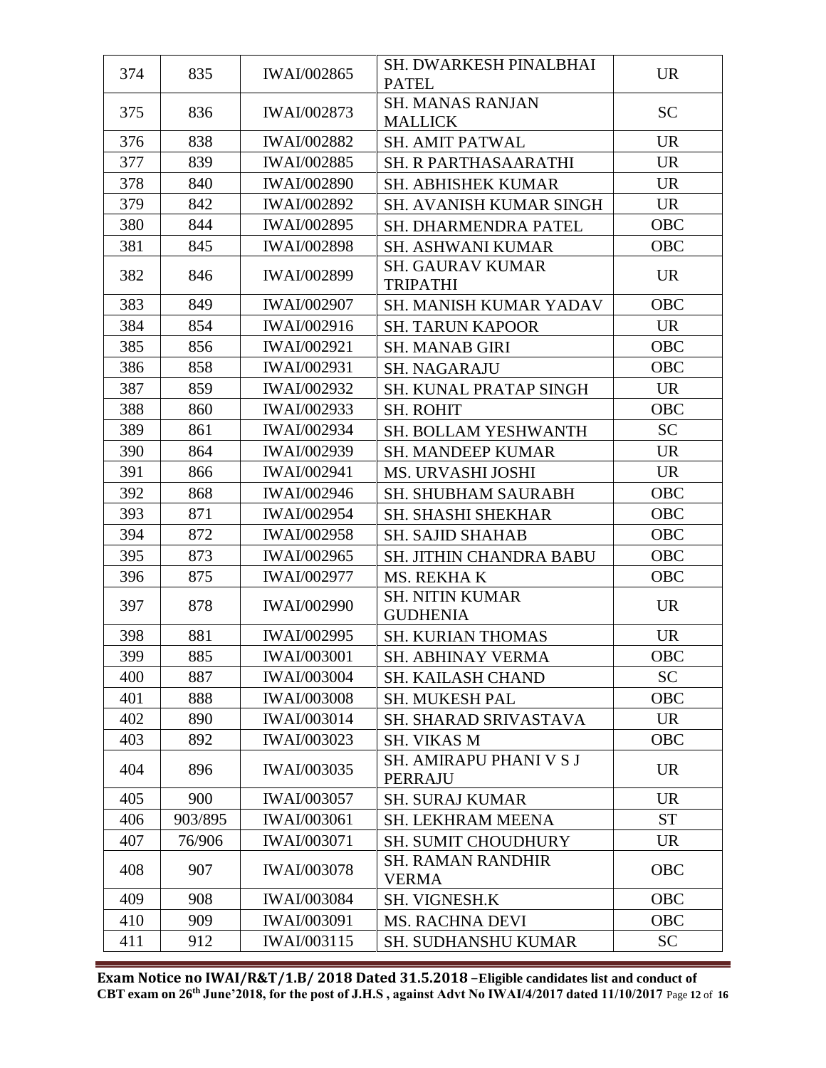| 374 | 835 | IWAI/002865 | SH. DWARKESH PINALBHAI PATEL | UR |
|---|---|---|---|---|
| 375 | 836 | IWAI/002873 | SH. MANAS RANJAN MALLICK | SC |
| 376 | 838 | IWAI/002882 | SH. AMIT PATWAL | UR |
| 377 | 839 | IWAI/002885 | SH. R PARTHASAARATHI | UR |
| 378 | 840 | IWAI/002890 | SH. ABHISHEK KUMAR | UR |
| 379 | 842 | IWAI/002892 | SH. AVANISH KUMAR SINGH | UR |
| 380 | 844 | IWAI/002895 | SH. DHARMENDRA PATEL | OBC |
| 381 | 845 | IWAI/002898 | SH. ASHWANI KUMAR | OBC |
| 382 | 846 | IWAI/002899 | SH. GAURAV KUMAR TRIPATHI | UR |
| 383 | 849 | IWAI/002907 | SH. MANISH KUMAR YADAV | OBC |
| 384 | 854 | IWAI/002916 | SH. TARUN KAPOOR | UR |
| 385 | 856 | IWAI/002921 | SH. MANAB GIRI | OBC |
| 386 | 858 | IWAI/002931 | SH. NAGARAJU | OBC |
| 387 | 859 | IWAI/002932 | SH. KUNAL PRATAP SINGH | UR |
| 388 | 860 | IWAI/002933 | SH. ROHIT | OBC |
| 389 | 861 | IWAI/002934 | SH. BOLLAM YESHWANTH | SC |
| 390 | 864 | IWAI/002939 | SH. MANDEEP KUMAR | UR |
| 391 | 866 | IWAI/002941 | MS. URVASHI JOSHI | UR |
| 392 | 868 | IWAI/002946 | SH. SHUBHAM SAURABH | OBC |
| 393 | 871 | IWAI/002954 | SH. SHASHI SHEKHAR | OBC |
| 394 | 872 | IWAI/002958 | SH. SAJID SHAHAB | OBC |
| 395 | 873 | IWAI/002965 | SH. JITHIN CHANDRA BABU | OBC |
| 396 | 875 | IWAI/002977 | MS. REKHA K | OBC |
| 397 | 878 | IWAI/002990 | SH. NITIN KUMAR GUDHENIA | UR |
| 398 | 881 | IWAI/002995 | SH. KURIAN THOMAS | UR |
| 399 | 885 | IWAI/003001 | SH. ABHINAY VERMA | OBC |
| 400 | 887 | IWAI/003004 | SH. KAILASH CHAND | SC |
| 401 | 888 | IWAI/003008 | SH. MUKESH PAL | OBC |
| 402 | 890 | IWAI/003014 | SH. SHARAD SRIVASTAVA | UR |
| 403 | 892 | IWAI/003023 | SH. VIKAS M | OBC |
| 404 | 896 | IWAI/003035 | SH. AMIRAPU PHANI V S J PERRAJU | UR |
| 405 | 900 | IWAI/003057 | SH. SURAJ KUMAR | UR |
| 406 | 903/895 | IWAI/003061 | SH. LEKHRAM MEENA | ST |
| 407 | 76/906 | IWAI/003071 | SH. SUMIT CHOUDHURY | UR |
| 408 | 907 | IWAI/003078 | SH. RAMAN RANDHIR VERMA | OBC |
| 409 | 908 | IWAI/003084 | SH. VIGNESH.K | OBC |
| 410 | 909 | IWAI/003091 | MS. RACHNA DEVI | OBC |
| 411 | 912 | IWAI/003115 | SH. SUDHANSHU KUMAR | SC |

**Exam Notice no IWAI/R&T/1.B/ 2018 Dated 31.5.2018 –Eligible candidates list and conduct of CBT exam on 26th June'2018, for the post of J.H.S , against Advt No IWAI/4/2017 dated 11/10/2017**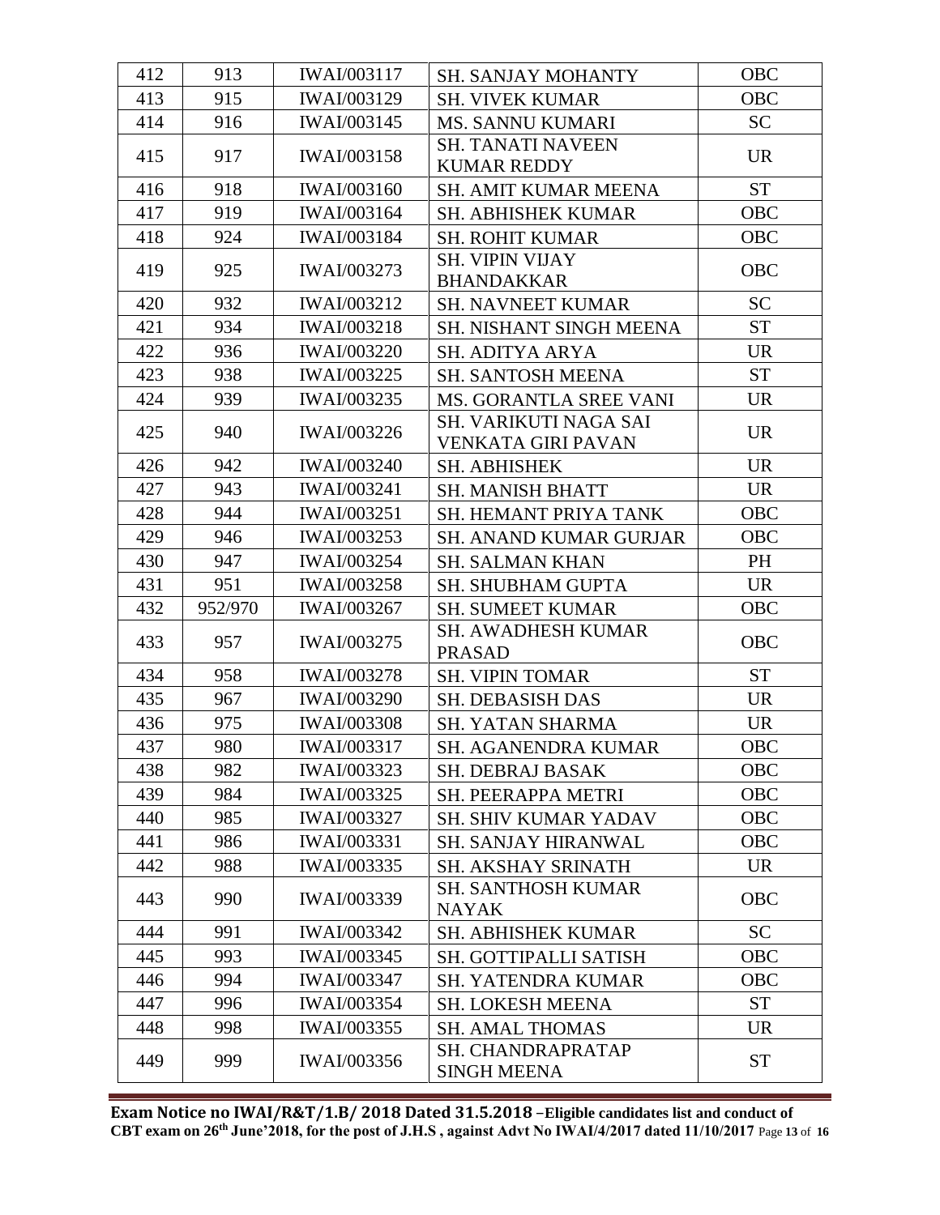| 412 | 913 | IWAI/003117 | SH. SANJAY MOHANTY | OBC |
|---|---|---|---|---|
| 413 | 915 | IWAI/003129 | SH. VIVEK KUMAR | OBC |
| 414 | 916 | IWAI/003145 | MS. SANNU KUMARI | SC |
| 415 | 917 | IWAI/003158 | SH. TANATI NAVEEN KUMAR REDDY | UR |
| 416 | 918 | IWAI/003160 | SH. AMIT KUMAR MEENA | ST |
| 417 | 919 | IWAI/003164 | SH. ABHISHEK KUMAR | OBC |
| 418 | 924 | IWAI/003184 | SH. ROHIT KUMAR | OBC |
| 419 | 925 | IWAI/003273 | SH. VIPIN VIJAY BHANDAKKAR | OBC |
| 420 | 932 | IWAI/003212 | SH. NAVNEET KUMAR | SC |
| 421 | 934 | IWAI/003218 | SH. NISHANT SINGH MEENA | ST |
| 422 | 936 | IWAI/003220 | SH. ADITYA ARYA | UR |
| 423 | 938 | IWAI/003225 | SH. SANTOSH MEENA | ST |
| 424 | 939 | IWAI/003235 | MS. GORANTLA SREE VANI | UR |
| 425 | 940 | IWAI/003226 | SH. VARIKUTI NAGA SAI VENKATA GIRI PAVAN | UR |
| 426 | 942 | IWAI/003240 | SH. ABHISHEK | UR |
| 427 | 943 | IWAI/003241 | SH. MANISH BHATT | UR |
| 428 | 944 | IWAI/003251 | SH. HEMANT PRIYA TANK | OBC |
| 429 | 946 | IWAI/003253 | SH. ANAND KUMAR GURJAR | OBC |
| 430 | 947 | IWAI/003254 | SH. SALMAN KHAN | PH |
| 431 | 951 | IWAI/003258 | SH. SHUBHAM GUPTA | UR |
| 432 | 952/970 | IWAI/003267 | SH. SUMEET KUMAR | OBC |
| 433 | 957 | IWAI/003275 | SH. AWADHESH KUMAR PRASAD | OBC |
| 434 | 958 | IWAI/003278 | SH. VIPIN TOMAR | ST |
| 435 | 967 | IWAI/003290 | SH. DEBASISH DAS | UR |
| 436 | 975 | IWAI/003308 | SH. YATAN SHARMA | UR |
| 437 | 980 | IWAI/003317 | SH. AGANENDRA KUMAR | OBC |
| 438 | 982 | IWAI/003323 | SH. DEBRAJ BASAK | OBC |
| 439 | 984 | IWAI/003325 | SH. PEERAPPA METRI | OBC |
| 440 | 985 | IWAI/003327 | SH. SHIV KUMAR YADAV | OBC |
| 441 | 986 | IWAI/003331 | SH. SANJAY HIRANWAL | OBC |
| 442 | 988 | IWAI/003335 | SH. AKSHAY SRINATH | UR |
| 443 | 990 | IWAI/003339 | SH. SANTHOSH KUMAR NAYAK | OBC |
| 444 | 991 | IWAI/003342 | SH. ABHISHEK KUMAR | SC |
| 445 | 993 | IWAI/003345 | SH. GOTTIPALLI SATISH | OBC |
| 446 | 994 | IWAI/003347 | SH. YATENDRA KUMAR | OBC |
| 447 | 996 | IWAI/003354 | SH. LOKESH MEENA | ST |
| 448 | 998 | IWAI/003355 | SH. AMAL THOMAS | UR |
| 449 | 999 | IWAI/003356 | SH. CHANDRAPRATAP SINGH MEENA | ST |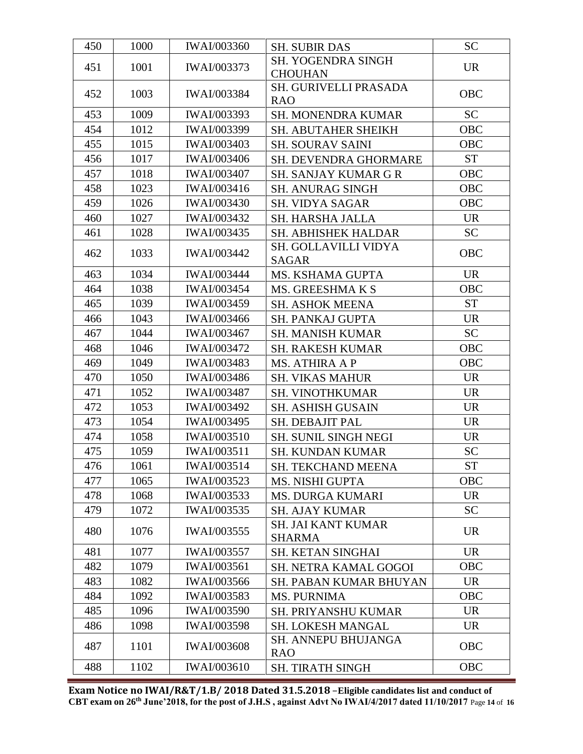| 450 | 1000 | IWAI/003360 | SH. SUBIR DAS | SC |
|---|---|---|---|---|
| 451 | 1001 | IWAI/003373 | SH. YOGENDRA SINGH CHOUHAN | UR |
| 452 | 1003 | IWAI/003384 | SH. GURIVELLI PRASADA RAO | OBC |
| 453 | 1009 | IWAI/003393 | SH. MONENDRA KUMAR | SC |
| 454 | 1012 | IWAI/003399 | SH. ABUTAHER SHEIKH | OBC |
| 455 | 1015 | IWAI/003403 | SH. SOURAV SAINI | OBC |
| 456 | 1017 | IWAI/003406 | SH. DEVENDRA GHORMARE | ST |
| 457 | 1018 | IWAI/003407 | SH. SANJAY KUMAR G R | OBC |
| 458 | 1023 | IWAI/003416 | SH. ANURAG SINGH | OBC |
| 459 | 1026 | IWAI/003430 | SH. VIDYA SAGAR | OBC |
| 460 | 1027 | IWAI/003432 | SH. HARSHA JALLA | UR |
| 461 | 1028 | IWAI/003435 | SH. ABHISHEK HALDAR | SC |
| 462 | 1033 | IWAI/003442 | SH. GOLLAVILLI VIDYA SAGAR | OBC |
| 463 | 1034 | IWAI/003444 | MS. KSHAMA GUPTA | UR |
| 464 | 1038 | IWAI/003454 | MS. GREESHMA K S | OBC |
| 465 | 1039 | IWAI/003459 | SH. ASHOK MEENA | ST |
| 466 | 1043 | IWAI/003466 | SH. PANKAJ GUPTA | UR |
| 467 | 1044 | IWAI/003467 | SH. MANISH KUMAR | SC |
| 468 | 1046 | IWAI/003472 | SH. RAKESH KUMAR | OBC |
| 469 | 1049 | IWAI/003483 | MS. ATHIRA A P | OBC |
| 470 | 1050 | IWAI/003486 | SH. VIKAS MAHUR | UR |
| 471 | 1052 | IWAI/003487 | SH. VINOTHKUMAR | UR |
| 472 | 1053 | IWAI/003492 | SH. ASHISH GUSAIN | UR |
| 473 | 1054 | IWAI/003495 | SH. DEBAJIT PAL | UR |
| 474 | 1058 | IWAI/003510 | SH. SUNIL SINGH NEGI | UR |
| 475 | 1059 | IWAI/003511 | SH. KUNDAN KUMAR | SC |
| 476 | 1061 | IWAI/003514 | SH. TEKCHAND MEENA | ST |
| 477 | 1065 | IWAI/003523 | MS. NISHI GUPTA | OBC |
| 478 | 1068 | IWAI/003533 | MS. DURGA KUMARI | UR |
| 479 | 1072 | IWAI/003535 | SH. AJAY KUMAR | SC |
| 480 | 1076 | IWAI/003555 | SH. JAI KANT KUMAR SHARMA | UR |
| 481 | 1077 | IWAI/003557 | SH. KETAN SINGHAI | UR |
| 482 | 1079 | IWAI/003561 | SH. NETRA KAMAL GOGOI | OBC |
| 483 | 1082 | IWAI/003566 | SH. PABAN KUMAR BHUYAN | UR |
| 484 | 1092 | IWAI/003583 | MS. PURNIMA | OBC |
| 485 | 1096 | IWAI/003590 | SH. PRIYANSHU KUMAR | UR |
| 486 | 1098 | IWAI/003598 | SH. LOKESH MANGAL | UR |
| 487 | 1101 | IWAI/003608 | SH. ANNEPU BHUJANGA RAO | OBC |
| 488 | 1102 | IWAI/003610 | SH. TIRATH SINGH | OBC |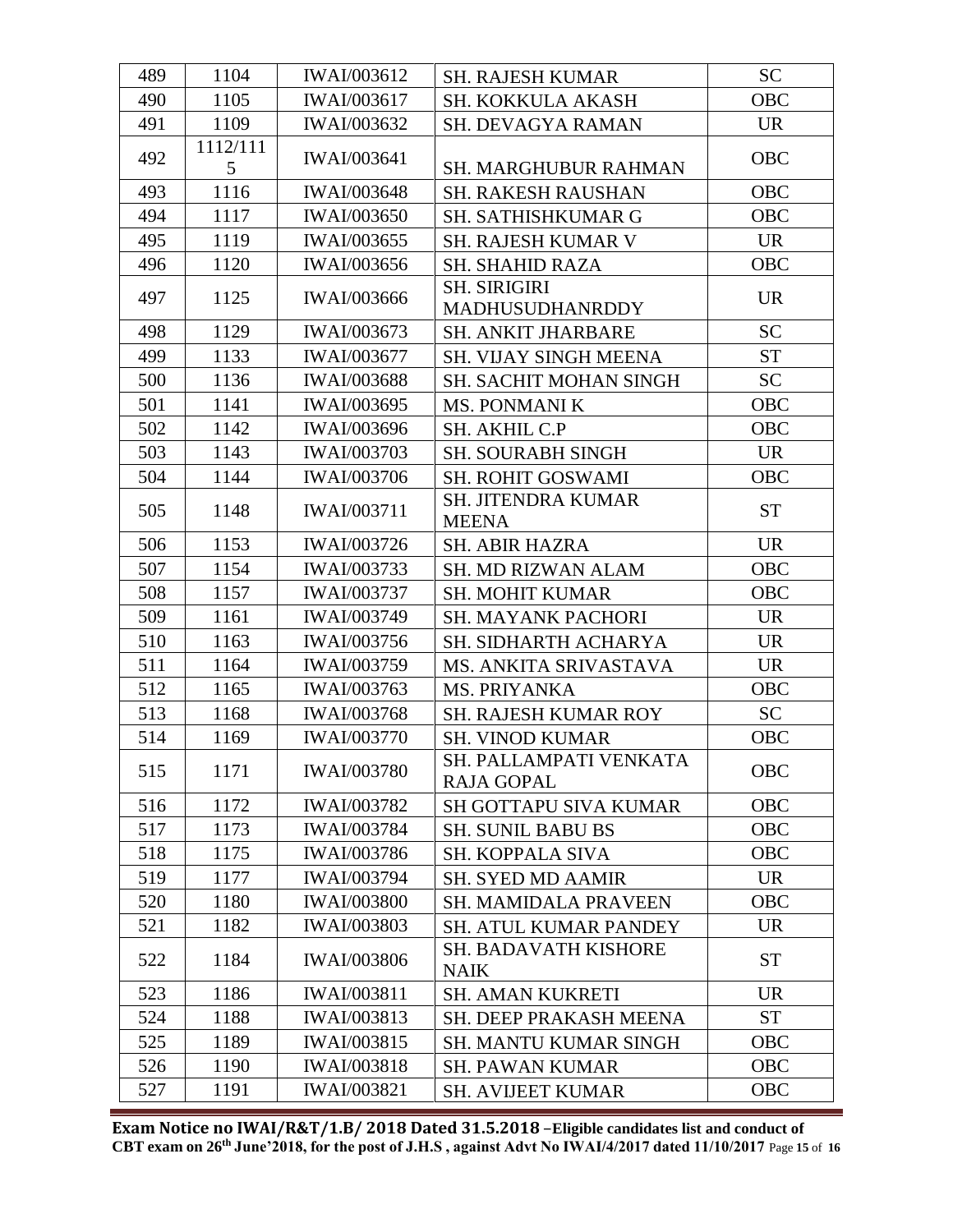| 489 | 1104 | IWAI/003612 | SH. RAJESH KUMAR | SC |
|---|---|---|---|---|
| 490 | 1105 | IWAI/003617 | SH. KOKKULA AKASH | OBC |
| 491 | 1109 | IWAI/003632 | SH. DEVAGYA RAMAN | UR |
| 492 | 1112/1115 | IWAI/003641 | SH. MARGHUBUR RAHMAN | OBC |
| 493 | 1116 | IWAI/003648 | SH. RAKESH RAUSHAN | OBC |
| 494 | 1117 | IWAI/003650 | SH. SATHISHKUMAR G | OBC |
| 495 | 1119 | IWAI/003655 | SH. RAJESH KUMAR V | UR |
| 496 | 1120 | IWAI/003656 | SH. SHAHID RAZA | OBC |
| 497 | 1125 | IWAI/003666 | SH. SIRIGIRI MADHUSUDHANRDDY | UR |
| 498 | 1129 | IWAI/003673 | SH. ANKIT JHARBARE | SC |
| 499 | 1133 | IWAI/003677 | SH. VIJAY SINGH MEENA | ST |
| 500 | 1136 | IWAI/003688 | SH. SACHIT MOHAN SINGH | SC |
| 501 | 1141 | IWAI/003695 | MS. PONMANI K | OBC |
| 502 | 1142 | IWAI/003696 | SH. AKHIL C.P | OBC |
| 503 | 1143 | IWAI/003703 | SH. SOURABH SINGH | UR |
| 504 | 1144 | IWAI/003706 | SH. ROHIT GOSWAMI | OBC |
| 505 | 1148 | IWAI/003711 | SH. JITENDRA KUMAR MEENA | ST |
| 506 | 1153 | IWAI/003726 | SH. ABIR HAZRA | UR |
| 507 | 1154 | IWAI/003733 | SH. MD RIZWAN ALAM | OBC |
| 508 | 1157 | IWAI/003737 | SH. MOHIT KUMAR | OBC |
| 509 | 1161 | IWAI/003749 | SH. MAYANK PACHORI | UR |
| 510 | 1163 | IWAI/003756 | SH. SIDHARTH ACHARYA | UR |
| 511 | 1164 | IWAI/003759 | MS. ANKITA SRIVASTAVA | UR |
| 512 | 1165 | IWAI/003763 | MS. PRIYANKA | OBC |
| 513 | 1168 | IWAI/003768 | SH. RAJESH KUMAR ROY | SC |
| 514 | 1169 | IWAI/003770 | SH. VINOD KUMAR | OBC |
| 515 | 1171 | IWAI/003780 | SH. PALLAMPATI VENKATA RAJA GOPAL | OBC |
| 516 | 1172 | IWAI/003782 | SH GOTTAPU SIVA KUMAR | OBC |
| 517 | 1173 | IWAI/003784 | SH. SUNIL BABU BS | OBC |
| 518 | 1175 | IWAI/003786 | SH. KOPPALA SIVA | OBC |
| 519 | 1177 | IWAI/003794 | SH. SYED MD AAMIR | UR |
| 520 | 1180 | IWAI/003800 | SH. MAMIDALA PRAVEEN | OBC |
| 521 | 1182 | IWAI/003803 | SH. ATUL KUMAR PANDEY | UR |
| 522 | 1184 | IWAI/003806 | SH. BADAVATH KISHORE NAIK | ST |
| 523 | 1186 | IWAI/003811 | SH. AMAN KUKRETI | UR |
| 524 | 1188 | IWAI/003813 | SH. DEEP PRAKASH MEENA | ST |
| 525 | 1189 | IWAI/003815 | SH. MANTU KUMAR SINGH | OBC |
| 526 | 1190 | IWAI/003818 | SH. PAWAN KUMAR | OBC |
| 527 | 1191 | IWAI/003821 | SH. AVIJEET KUMAR | OBC |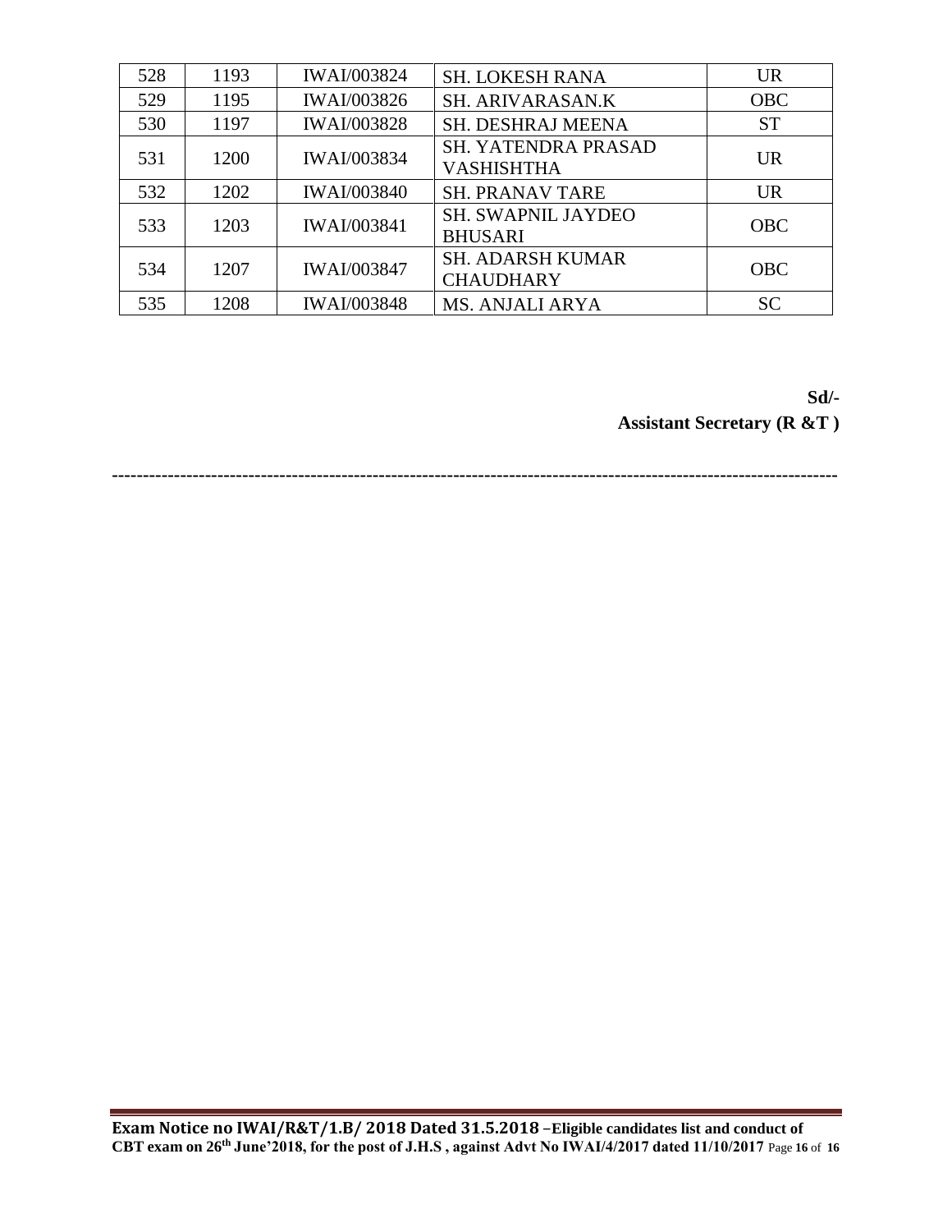| | | | | |
|---|---|---|---|---|
| 528 | 1193 | IWAI/003824 | SH. LOKESH RANA | UR |
| 529 | 1195 | IWAI/003826 | SH. ARIVARASAN.K | OBC |
| 530 | 1197 | IWAI/003828 | SH. DESHRAJ MEENA | ST |
| 531 | 1200 | IWAI/003834 | SH. YATENDRA PRASAD VASHISHTHA | UR |
| 532 | 1202 | IWAI/003840 | SH. PRANAV TARE | UR |
| 533 | 1203 | IWAI/003841 | SH. SWAPNIL JAYDEO BHUSARI | OBC |
| 534 | 1207 | IWAI/003847 | SH. ADARSH KUMAR CHAUDHARY | OBC |
| 535 | 1208 | IWAI/003848 | MS. ANJALI ARYA | SC |

**Sd/-**

**Assistant Secretary (R &T )**

---